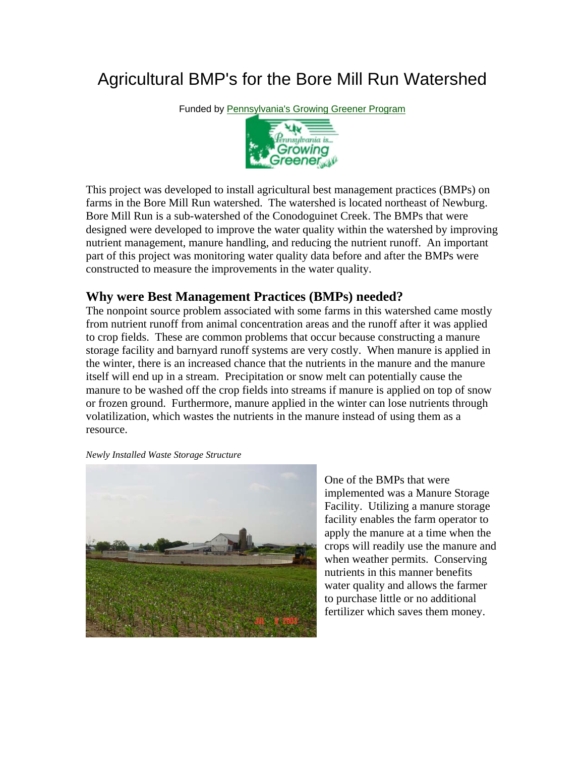# Agricultural BMP's for the Bore Mill Run Watershed

Funded by Pennsylvania's Growing Greener Program

This project was developed to install agricultural best management practices (BMPs) on farms in the Bore Mill Run watershed. The watershed is located northeast of Newburg. Bore Mill Run is a sub-watershed of the Conodoguinet Creek. The BMPs that were designed were developed to improve the water quality within the watershed by improving nutrient management, manure handling, and reducing the nutrient runoff. An important part of this project was monitoring water quality data before and after the BMPs were constructed to measure the improvements in the water quality.

## Why were Best Management Practices (BMPs) needed?

The nonpoint source problem associated with some farms in this watershed came mostly from nutrient runoff from animal concentration areas and the runoff after it was applied to crop fields. These are common problems that occur because constructing a manure storage facility and barnyard runoff systems are very costly. When manure is applied in the winter, there is an increased chance that the nutrients in the manure and the manure itself will end up in a stream. Precipitation or snow melt can potentially cause the manure to be washed off the crop fields into streams if manure is applied on top of snow or frozen ground. Furthermore, manure applied in the winter can lose nutrients through volatilization, which wastes the nutrients in the manure instead of using them as a resource.

*Newly Installed Waste Storage Structure*

One of the BMPs that were implemented was a Manure Storage Facility. Utilizing a manure storage facility enables the farm operator to apply the manure at a time when the crops will readily use the manure and when weather permits. Conserving nutrients in this manner benefits water quality and allows the farmer to purchase little or no additional fertilizer which saves them money.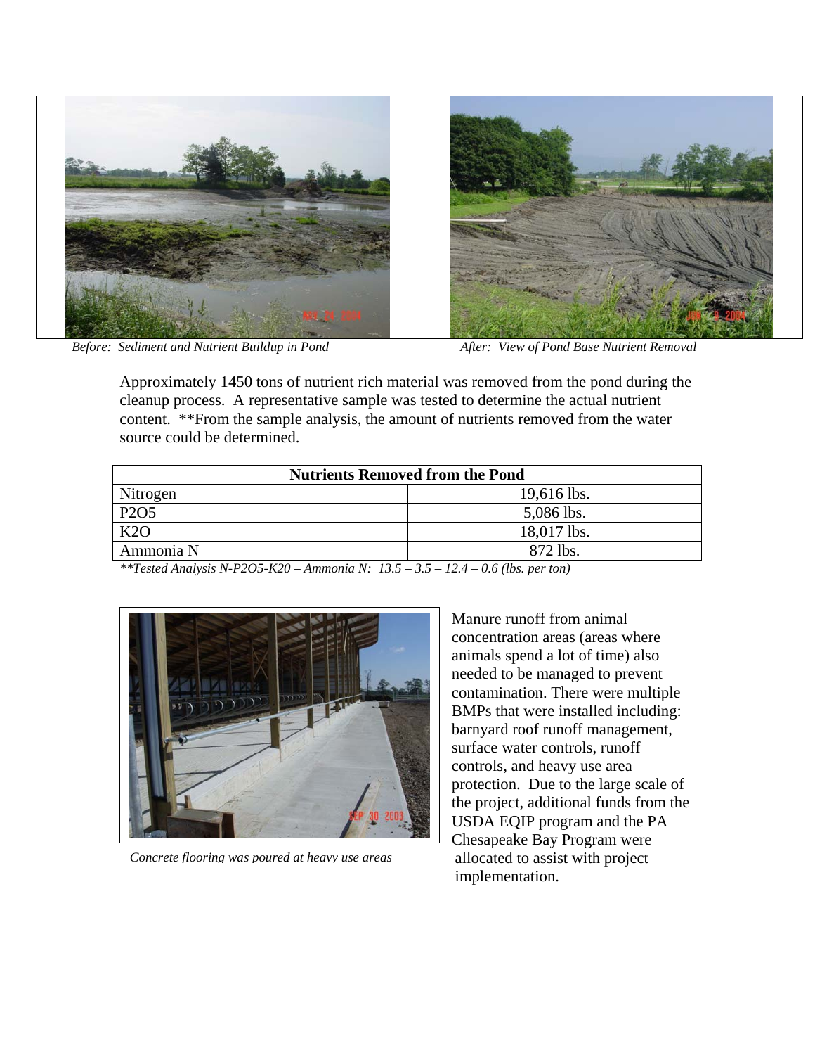*Before: Sediment and Nutrient Buildup in Pond*

*After: View of Pond Base Nutrient Removal*

Approximately 1450 tons of nutrient rich material was removed from the pond during the cleanup process. A representative sample was tested to determine the actual nutrient content. **From the sample analysis, the amount of nutrients removed from the water source could be determined.

| Nutrients Removed from the Pond | |
|---|---|
| Nitrogen | 19,616 lbs. |
| P2O5 | 5,086 lbs. |
| K2O | 18,017 lbs. |
| Ammonia N | 872 lbs. |

*\*\*Tested Analysis N-P2O5-K20 – Ammonia N: 13.5 – 3.5 – 12.4 – 0.6 (lbs. per ton)*

*Concrete flooring was poured at heavy use areas*

Manure runoff from animal concentration areas (areas where animals spend a lot of time) also needed to be managed to prevent contamination. There were multiple BMPs that were installed including: barnyard roof runoff management, surface water controls, runoff controls, and heavy use area protection. Due to the large scale of the project, additional funds from the USDA EQIP program and the PA Chesapeake Bay Program were allocated to assist with project implementation.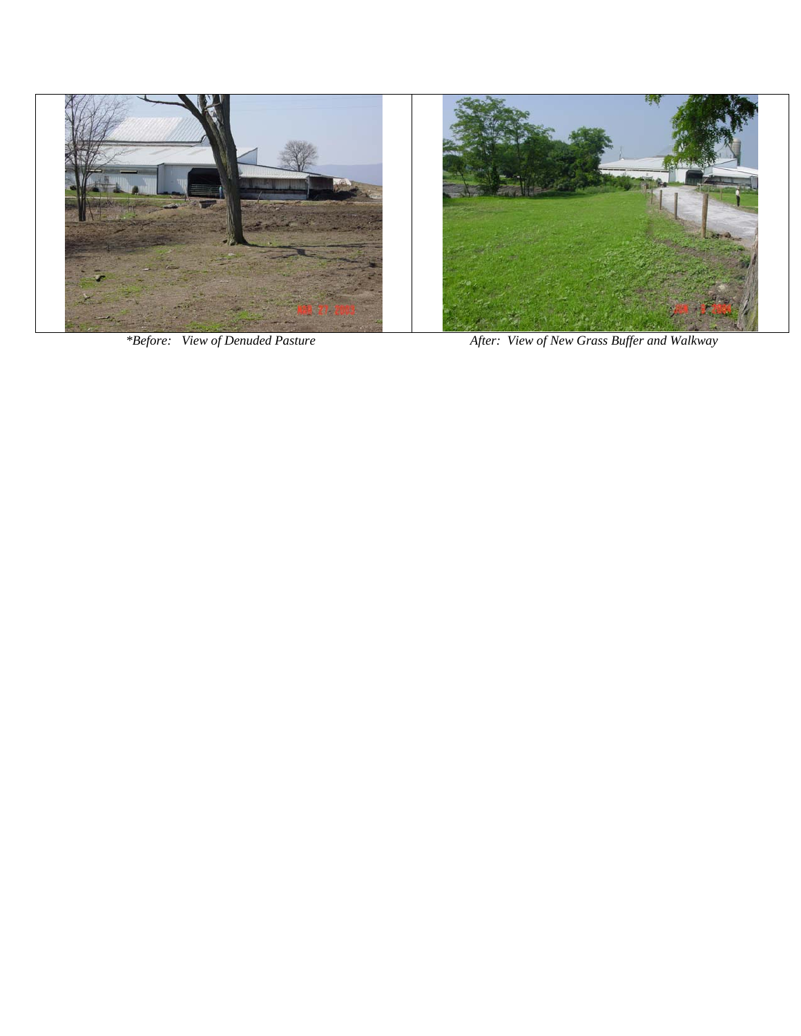*\*Before: View of Denuded Pasture*

*After: View of New Grass Buffer and Walkway*